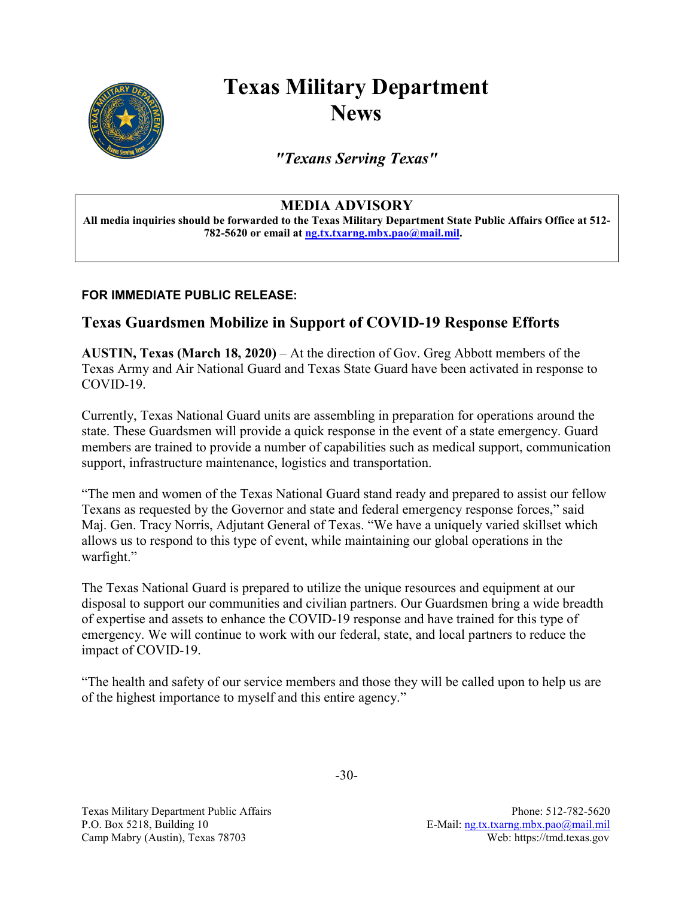# Texas Military Department News

*"Texans Serving Texas"*

**MEDIA ADVISORY**

**All media inquiries should be forwarded to the Texas Military Department State Public Affairs Office at 512-782-5620 or email at [ng.tx.txarng.mbx.pao@mail.mil](mailto:ng.tx.txarng.mbx.pao@mail.mil).**

**FOR IMMEDIATE PUBLIC RELEASE:**

## Texas Guardsmen Mobilize in Support of COVID-19 Response Efforts

**AUSTIN, Texas (March 18, 2020)** – At the direction of Gov. Greg Abbott members of the Texas Army and Air National Guard and Texas State Guard have been activated in response to COVID-19.

Currently, Texas National Guard units are assembling in preparation for operations around the state. These Guardsmen will provide a quick response in the event of a state emergency. Guard members are trained to provide a number of capabilities such as medical support, communication support, infrastructure maintenance, logistics and transportation.

"The men and women of the Texas National Guard stand ready and prepared to assist our fellow Texans as requested by the Governor and state and federal emergency response forces," said Maj. Gen. Tracy Norris, Adjutant General of Texas. "We have a uniquely varied skillset which allows us to respond to this type of event, while maintaining our global operations in the warfight."

The Texas National Guard is prepared to utilize the unique resources and equipment at our disposal to support our communities and civilian partners. Our Guardsmen bring a wide breadth of expertise and assets to enhance the COVID-19 response and have trained for this type of emergency. We will continue to work with our federal, state, and local partners to reduce the impact of COVID-19.

"The health and safety of our service members and those they will be called upon to help us are of the highest importance to myself and this entire agency."

-30-

Texas Military Department Public Affairs
P.O. Box 5218, Building 10
Camp Mabry (Austin), Texas 78703

Phone: 512-782-5620
E-Mail: [ng.tx.txarng.mbx.pao@mail.mil](mailto:ng.tx.txarng.mbx.pao@mail.mil)
Web: https://tmd.texas.gov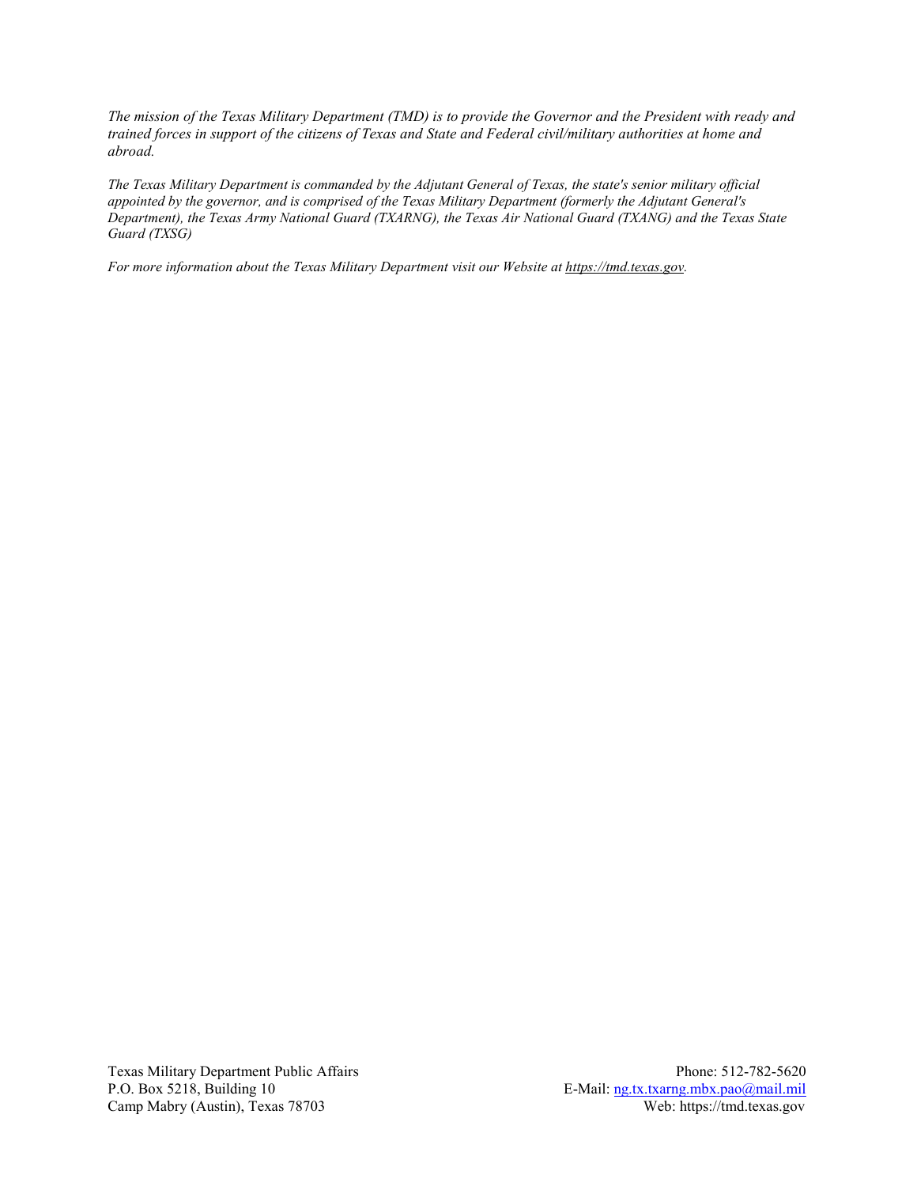*The mission of the Texas Military Department (TMD) is to provide the Governor and the President with ready and trained forces in support of the citizens of Texas and State and Federal civil/military authorities at home and abroad.*

*The Texas Military Department is commanded by the Adjutant General of Texas, the state's senior military official appointed by the governor, and is comprised of the Texas Military Department (formerly the Adjutant General's Department), the Texas Army National Guard (TXARNG), the Texas Air National Guard (TXANG) and the Texas State Guard (TXSG)*

*For more information about the Texas Military Department visit our Website at https://tmd.texas.gov.*

Texas Military Department Public Affairs
P.O. Box 5218, Building 10
Camp Mabry (Austin), Texas 78703

Phone: 512-782-5620
E-Mail: ng.tx.txarng.mbx.pao@mail.mil
Web: https://tmd.texas.gov